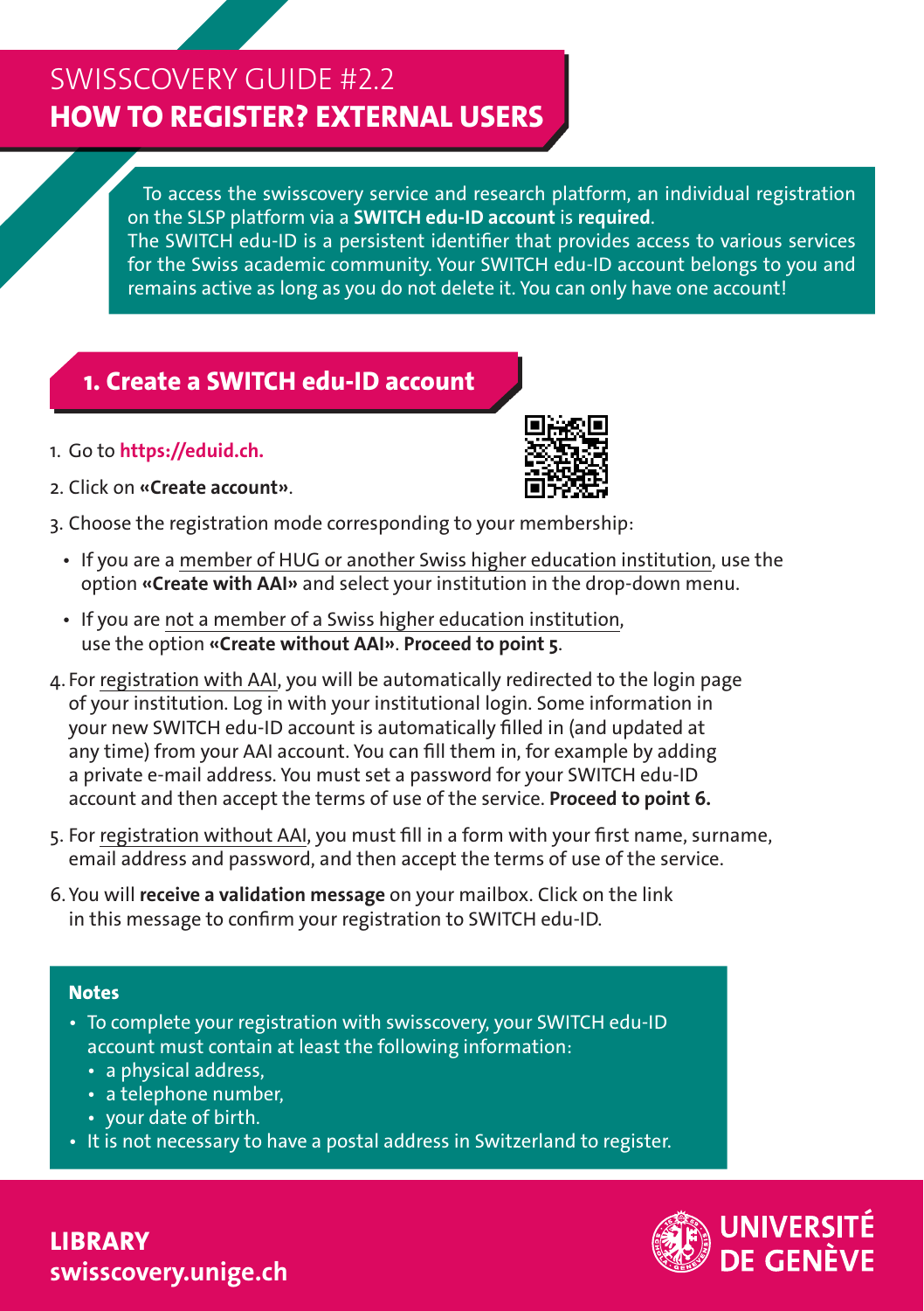# SWISSCOVERY GUIDE #2.2

# HOW TO REGISTER? EXTERNAL USERS

To access the swisscovery service and research platform, an individual registration on the SLSP platform via a **SWITCH edu-ID account** is **required**.
The SWITCH edu-ID is a persistent identifier that provides access to various services for the Swiss academic community. Your SWITCH edu-ID account belongs to you and remains active as long as you do not delete it. You can only have one account!

## 1. Create a SWITCH edu-ID account

1. Go to **https://eduid.ch.**
2. Click on **«Create account»**.
3. Choose the registration mode corresponding to your membership:
   - If you are a member of HUG or another Swiss higher education institution, use the option **«Create with AAI»** and select your institution in the drop-down menu.
   - If you are not a member of a Swiss higher education institution, use the option **«Create without AAI»**. **Proceed to point 5**.
4. For registration with AAI, you will be automatically redirected to the login page of your institution. Log in with your institutional login. Some information in your new SWITCH edu-ID account is automatically filled in (and updated at any time) from your AAI account. You can fill them in, for example by adding a private e-mail address. You must set a password for your SWITCH edu-ID account and then accept the terms of use of the service. **Proceed to point 6.**
5. For registration without AAI, you must fill in a form with your first name, surname, email address and password, and then accept the terms of use of the service.
6. You will **receive a validation message** on your mailbox. Click on the link in this message to confirm your registration to SWITCH edu-ID.

**Notes**

- To complete your registration with swisscovery, your SWITCH edu-ID account must contain at least the following information:
  - a physical address,
  - a telephone number,
  - your date of birth.
- It is not necessary to have a postal address in Switzerland to register.

**LIBRARY**
**swisscovery.unige.ch**

UNIVERSITÉ DE GENÈVE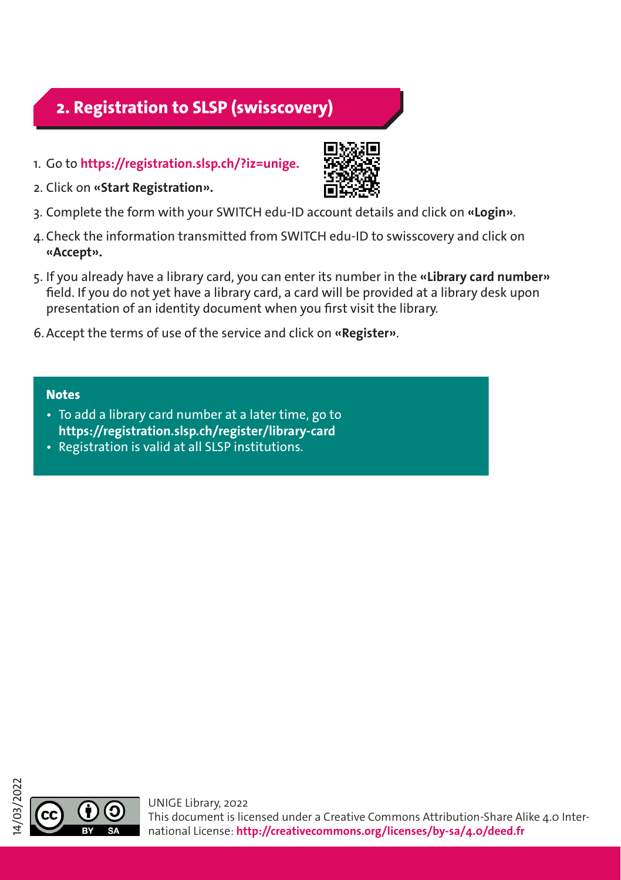## 2. Registration to SLSP (swisscovery)

1. Go to **https://registration.slsp.ch/?iz=unige.**
2. Click on **«Start Registration».**
3. Complete the form with your SWITCH edu-ID account details and click on **«Login»**.
4. Check the information transmitted from SWITCH edu-ID to swisscovery and click on **«Accept».**
5. If you already have a library card, you can enter its number in the **«Library card number»** field. If you do not yet have a library card, a card will be provided at a library desk upon presentation of an identity document when you first visit the library.
6. Accept the terms of use of the service and click on **«Register»**.

**Notes**

- To add a library card number at a later time, go to **https://registration.slsp.ch/register/library-card**
- Registration is valid at all SLSP institutions.

14/03/2022

UNIGE Library, 2022
This document is licensed under a Creative Commons Attribution-Share Alike 4.0 International License: **http://creativecommons.org/licenses/by-sa/4.0/deed.fr**